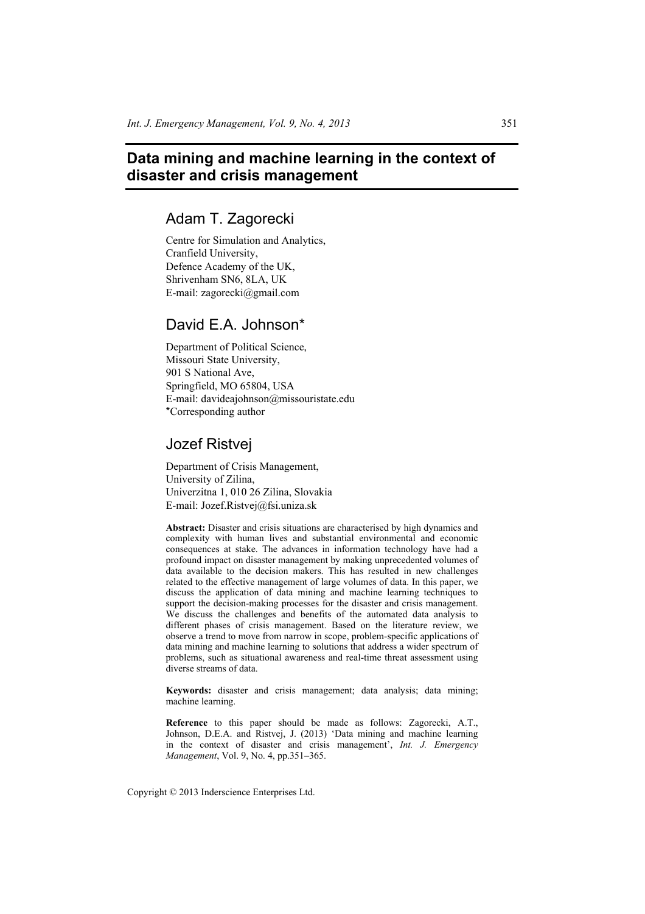# Data mining and machine learning in the context of disaster and crisis management

## Adam T. Zagorecki

Centre for Simulation and Analytics,
Cranfield University,
Defence Academy of the UK,
Shrivenham SN6, 8LA, UK
E-mail: zagorecki@gmail.com

## David E.A. Johnson*

Department of Political Science,
Missouri State University,
901 S National Ave,
Springfield, MO 65804, USA
E-mail: davideajohnson@missouristate.edu
*Corresponding author

## Jozef Ristvej

Department of Crisis Management,
University of Zilina,
Univerzitna 1, 010 26 Zilina, Slovakia
E-mail: Jozef.Ristvej@fsi.uniza.sk

**Abstract:** Disaster and crisis situations are characterised by high dynamics and complexity with human lives and substantial environmental and economic consequences at stake. The advances in information technology have had a profound impact on disaster management by making unprecedented volumes of data available to the decision makers. This has resulted in new challenges related to the effective management of large volumes of data. In this paper, we discuss the application of data mining and machine learning techniques to support the decision-making processes for the disaster and crisis management. We discuss the challenges and benefits of the automated data analysis to different phases of crisis management. Based on the literature review, we observe a trend to move from narrow in scope, problem-specific applications of data mining and machine learning to solutions that address a wider spectrum of problems, such as situational awareness and real-time threat assessment using diverse streams of data.

**Keywords:** disaster and crisis management; data analysis; data mining; machine learning.

**Reference** to this paper should be made as follows: Zagorecki, A.T., Johnson, D.E.A. and Ristvej, J. (2013) 'Data mining and machine learning in the context of disaster and crisis management', *Int. J. Emergency Management*, Vol. 9, No. 4, pp.351–365.

Copyright © 2013 Inderscience Enterprises Ltd.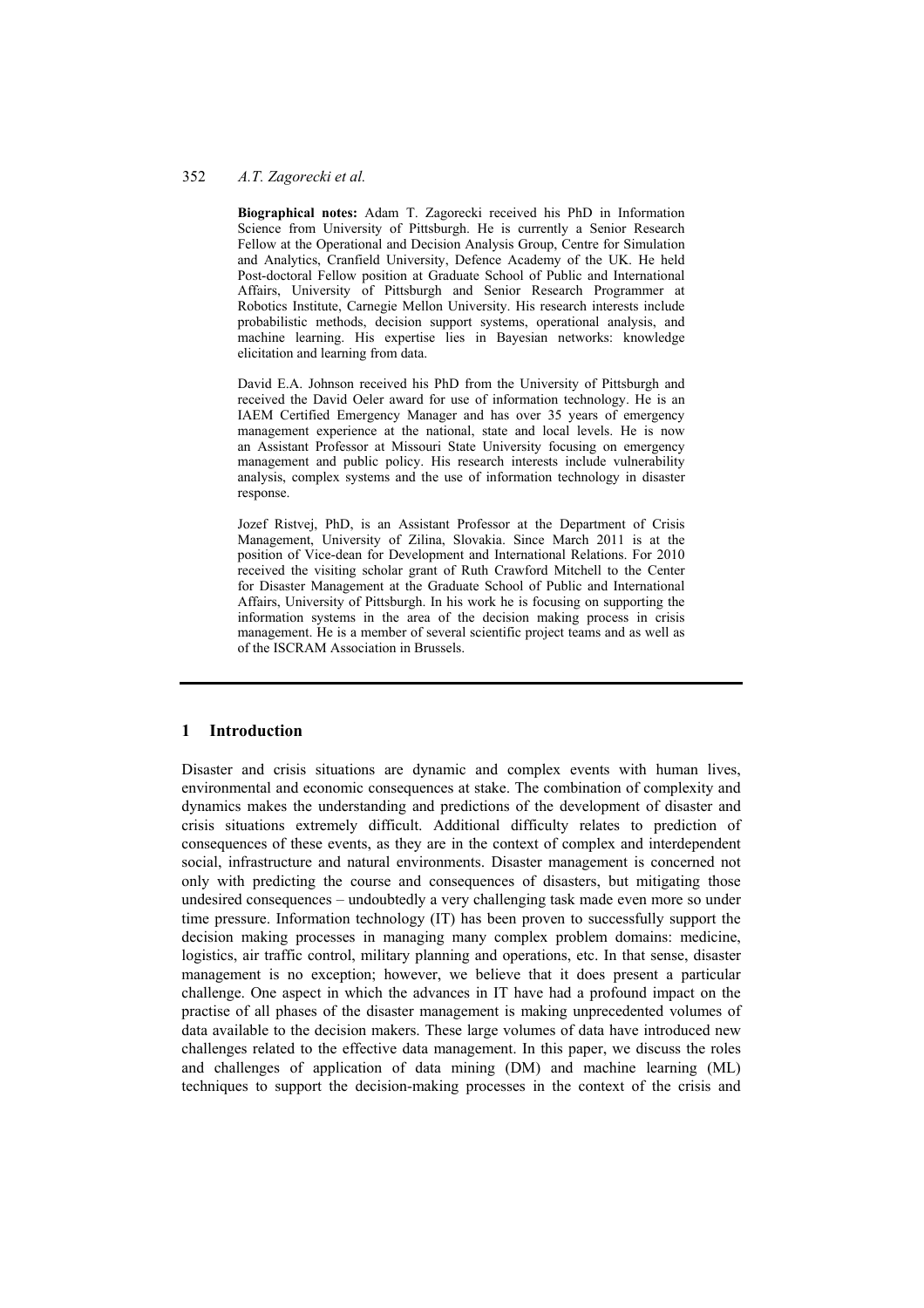**Biographical notes:** Adam T. Zagorecki received his PhD in Information Science from University of Pittsburgh. He is currently a Senior Research Fellow at the Operational and Decision Analysis Group, Centre for Simulation and Analytics, Cranfield University, Defence Academy of the UK. He held Post-doctoral Fellow position at Graduate School of Public and International Affairs, University of Pittsburgh and Senior Research Programmer at Robotics Institute, Carnegie Mellon University. His research interests include probabilistic methods, decision support systems, operational analysis, and machine learning. His expertise lies in Bayesian networks: knowledge elicitation and learning from data.

David E.A. Johnson received his PhD from the University of Pittsburgh and received the David Oeler award for use of information technology. He is an IAEM Certified Emergency Manager and has over 35 years of emergency management experience at the national, state and local levels. He is now an Assistant Professor at Missouri State University focusing on emergency management and public policy. His research interests include vulnerability analysis, complex systems and the use of information technology in disaster response.

Jozef Ristvej, PhD, is an Assistant Professor at the Department of Crisis Management, University of Zilina, Slovakia. Since March 2011 is at the position of Vice-dean for Development and International Relations. For 2010 received the visiting scholar grant of Ruth Crawford Mitchell to the Center for Disaster Management at the Graduate School of Public and International Affairs, University of Pittsburgh. In his work he is focusing on supporting the information systems in the area of the decision making process in crisis management. He is a member of several scientific project teams and as well as of the ISCRAM Association in Brussels.

## 1 Introduction

Disaster and crisis situations are dynamic and complex events with human lives, environmental and economic consequences at stake. The combination of complexity and dynamics makes the understanding and predictions of the development of disaster and crisis situations extremely difficult. Additional difficulty relates to prediction of consequences of these events, as they are in the context of complex and interdependent social, infrastructure and natural environments. Disaster management is concerned not only with predicting the course and consequences of disasters, but mitigating those undesired consequences – undoubtedly a very challenging task made even more so under time pressure. Information technology (IT) has been proven to successfully support the decision making processes in managing many complex problem domains: medicine, logistics, air traffic control, military planning and operations, etc. In that sense, disaster management is no exception; however, we believe that it does present a particular challenge. One aspect in which the advances in IT have had a profound impact on the practise of all phases of the disaster management is making unprecedented volumes of data available to the decision makers. These large volumes of data have introduced new challenges related to the effective data management. In this paper, we discuss the roles and challenges of application of data mining (DM) and machine learning (ML) techniques to support the decision-making processes in the context of the crisis and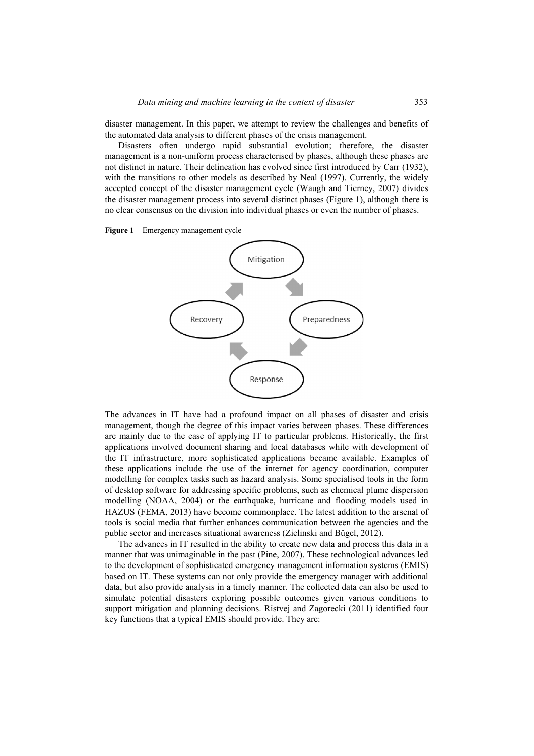disaster management. In this paper, we attempt to review the challenges and benefits of the automated data analysis to different phases of the crisis management.

Disasters often undergo rapid substantial evolution; therefore, the disaster management is a non-uniform process characterised by phases, although these phases are not distinct in nature. Their delineation has evolved since first introduced by Carr (1932), with the transitions to other models as described by Neal (1997). Currently, the widely accepted concept of the disaster management cycle (Waugh and Tierney, 2007) divides the disaster management process into several distinct phases (Figure 1), although there is no clear consensus on the division into individual phases or even the number of phases.

**Figure 1** Emergency management cycle

The advances in IT have had a profound impact on all phases of disaster and crisis management, though the degree of this impact varies between phases. These differences are mainly due to the ease of applying IT to particular problems. Historically, the first applications involved document sharing and local databases while with development of the IT infrastructure, more sophisticated applications became available. Examples of these applications include the use of the internet for agency coordination, computer modelling for complex tasks such as hazard analysis. Some specialised tools in the form of desktop software for addressing specific problems, such as chemical plume dispersion modelling (NOAA, 2004) or the earthquake, hurricane and flooding models used in HAZUS (FEMA, 2013) have become commonplace. The latest addition to the arsenal of tools is social media that further enhances communication between the agencies and the public sector and increases situational awareness (Zielinski and Bügel, 2012).

The advances in IT resulted in the ability to create new data and process this data in a manner that was unimaginable in the past (Pine, 2007). These technological advances led to the development of sophisticated emergency management information systems (EMIS) based on IT. These systems can not only provide the emergency manager with additional data, but also provide analysis in a timely manner. The collected data can also be used to simulate potential disasters exploring possible outcomes given various conditions to support mitigation and planning decisions. Ristvej and Zagorecki (2011) identified four key functions that a typical EMIS should provide. They are: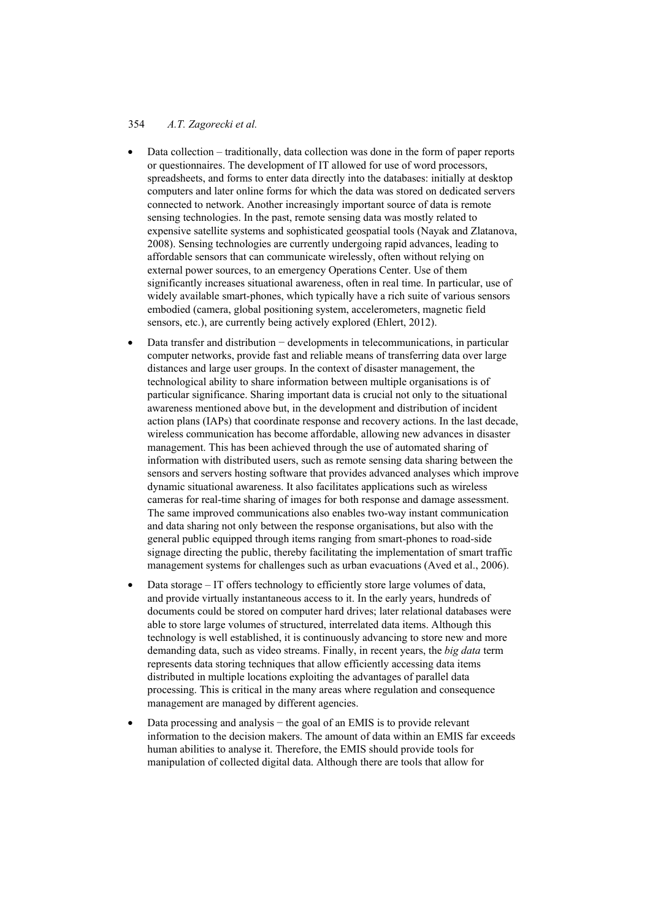- Data collection – traditionally, data collection was done in the form of paper reports or questionnaires. The development of IT allowed for use of word processors, spreadsheets, and forms to enter data directly into the databases: initially at desktop computers and later online forms for which the data was stored on dedicated servers connected to network. Another increasingly important source of data is remote sensing technologies. In the past, remote sensing data was mostly related to expensive satellite systems and sophisticated geospatial tools (Nayak and Zlatanova, 2008). Sensing technologies are currently undergoing rapid advances, leading to affordable sensors that can communicate wirelessly, often without relying on external power sources, to an emergency Operations Center. Use of them significantly increases situational awareness, often in real time. In particular, use of widely available smart-phones, which typically have a rich suite of various sensors embodied (camera, global positioning system, accelerometers, magnetic field sensors, etc.), are currently being actively explored (Ehlert, 2012).
- Data transfer and distribution − developments in telecommunications, in particular computer networks, provide fast and reliable means of transferring data over large distances and large user groups. In the context of disaster management, the technological ability to share information between multiple organisations is of particular significance. Sharing important data is crucial not only to the situational awareness mentioned above but, in the development and distribution of incident action plans (IAPs) that coordinate response and recovery actions. In the last decade, wireless communication has become affordable, allowing new advances in disaster management. This has been achieved through the use of automated sharing of information with distributed users, such as remote sensing data sharing between the sensors and servers hosting software that provides advanced analyses which improve dynamic situational awareness. It also facilitates applications such as wireless cameras for real-time sharing of images for both response and damage assessment. The same improved communications also enables two-way instant communication and data sharing not only between the response organisations, but also with the general public equipped through items ranging from smart-phones to road-side signage directing the public, thereby facilitating the implementation of smart traffic management systems for challenges such as urban evacuations (Aved et al., 2006).
- Data storage – IT offers technology to efficiently store large volumes of data, and provide virtually instantaneous access to it. In the early years, hundreds of documents could be stored on computer hard drives; later relational databases were able to store large volumes of structured, interrelated data items. Although this technology is well established, it is continuously advancing to store new and more demanding data, such as video streams. Finally, in recent years, the *big data* term represents data storing techniques that allow efficiently accessing data items distributed in multiple locations exploiting the advantages of parallel data processing. This is critical in the many areas where regulation and consequence management are managed by different agencies.
- Data processing and analysis − the goal of an EMIS is to provide relevant information to the decision makers. The amount of data within an EMIS far exceeds human abilities to analyse it. Therefore, the EMIS should provide tools for manipulation of collected digital data. Although there are tools that allow for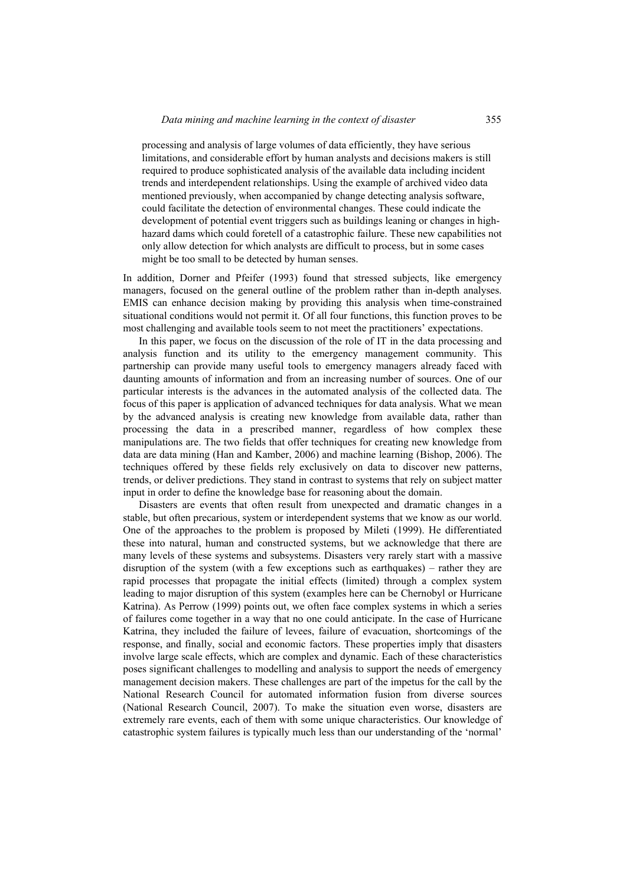processing and analysis of large volumes of data efficiently, they have serious limitations, and considerable effort by human analysts and decisions makers is still required to produce sophisticated analysis of the available data including incident trends and interdependent relationships. Using the example of archived video data mentioned previously, when accompanied by change detecting analysis software, could facilitate the detection of environmental changes. These could indicate the development of potential event triggers such as buildings leaning or changes in high-hazard dams which could foretell of a catastrophic failure. These new capabilities not only allow detection for which analysts are difficult to process, but in some cases might be too small to be detected by human senses.

In addition, Dorner and Pfeifer (1993) found that stressed subjects, like emergency managers, focused on the general outline of the problem rather than in-depth analyses. EMIS can enhance decision making by providing this analysis when time-constrained situational conditions would not permit it. Of all four functions, this function proves to be most challenging and available tools seem to not meet the practitioners' expectations.

In this paper, we focus on the discussion of the role of IT in the data processing and analysis function and its utility to the emergency management community. This partnership can provide many useful tools to emergency managers already faced with daunting amounts of information and from an increasing number of sources. One of our particular interests is the advances in the automated analysis of the collected data. The focus of this paper is application of advanced techniques for data analysis. What we mean by the advanced analysis is creating new knowledge from available data, rather than processing the data in a prescribed manner, regardless of how complex these manipulations are. The two fields that offer techniques for creating new knowledge from data are data mining (Han and Kamber, 2006) and machine learning (Bishop, 2006). The techniques offered by these fields rely exclusively on data to discover new patterns, trends, or deliver predictions. They stand in contrast to systems that rely on subject matter input in order to define the knowledge base for reasoning about the domain.

Disasters are events that often result from unexpected and dramatic changes in a stable, but often precarious, system or interdependent systems that we know as our world. One of the approaches to the problem is proposed by Mileti (1999). He differentiated these into natural, human and constructed systems, but we acknowledge that there are many levels of these systems and subsystems. Disasters very rarely start with a massive disruption of the system (with a few exceptions such as earthquakes) – rather they are rapid processes that propagate the initial effects (limited) through a complex system leading to major disruption of this system (examples here can be Chernobyl or Hurricane Katrina). As Perrow (1999) points out, we often face complex systems in which a series of failures come together in a way that no one could anticipate. In the case of Hurricane Katrina, they included the failure of levees, failure of evacuation, shortcomings of the response, and finally, social and economic factors. These properties imply that disasters involve large scale effects, which are complex and dynamic. Each of these characteristics poses significant challenges to modelling and analysis to support the needs of emergency management decision makers. These challenges are part of the impetus for the call by the National Research Council for automated information fusion from diverse sources (National Research Council, 2007). To make the situation even worse, disasters are extremely rare events, each of them with some unique characteristics. Our knowledge of catastrophic system failures is typically much less than our understanding of the 'normal'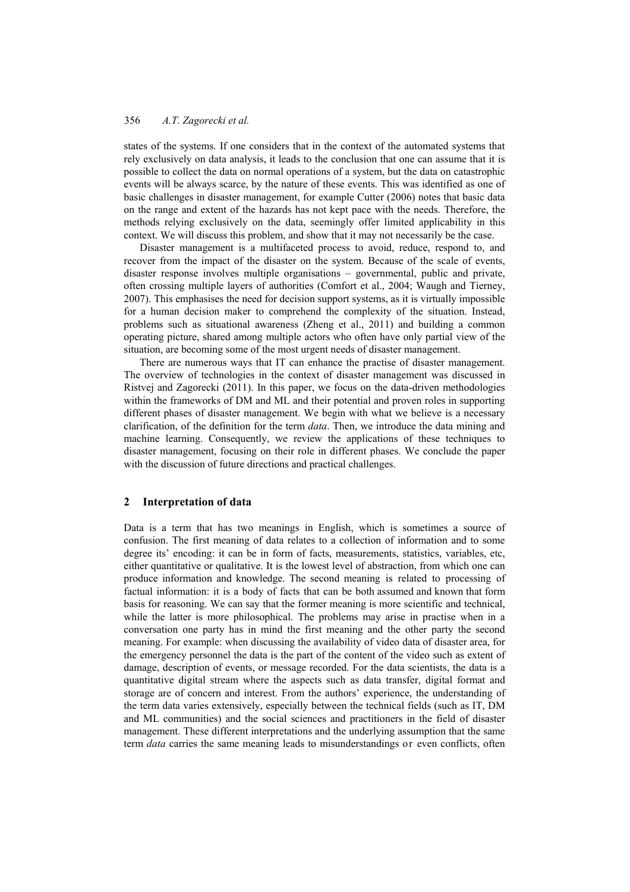states of the systems. If one considers that in the context of the automated systems that rely exclusively on data analysis, it leads to the conclusion that one can assume that it is possible to collect the data on normal operations of a system, but the data on catastrophic events will be always scarce, by the nature of these events. This was identified as one of basic challenges in disaster management, for example Cutter (2006) notes that basic data on the range and extent of the hazards has not kept pace with the needs. Therefore, the methods relying exclusively on the data, seemingly offer limited applicability in this context. We will discuss this problem, and show that it may not necessarily be the case.

Disaster management is a multifaceted process to avoid, reduce, respond to, and recover from the impact of the disaster on the system. Because of the scale of events, disaster response involves multiple organisations – governmental, public and private, often crossing multiple layers of authorities (Comfort et al., 2004; Waugh and Tierney, 2007). This emphasises the need for decision support systems, as it is virtually impossible for a human decision maker to comprehend the complexity of the situation. Instead, problems such as situational awareness (Zheng et al., 2011) and building a common operating picture, shared among multiple actors who often have only partial view of the situation, are becoming some of the most urgent needs of disaster management.

There are numerous ways that IT can enhance the practise of disaster management. The overview of technologies in the context of disaster management was discussed in Ristvej and Zagorecki (2011). In this paper, we focus on the data-driven methodologies within the frameworks of DM and ML and their potential and proven roles in supporting different phases of disaster management. We begin with what we believe is a necessary clarification, of the definition for the term *data*. Then, we introduce the data mining and machine learning. Consequently, we review the applications of these techniques to disaster management, focusing on their role in different phases. We conclude the paper with the discussion of future directions and practical challenges.

## 2 Interpretation of data

Data is a term that has two meanings in English, which is sometimes a source of confusion. The first meaning of data relates to a collection of information and to some degree its' encoding: it can be in form of facts, measurements, statistics, variables, etc, either quantitative or qualitative. It is the lowest level of abstraction, from which one can produce information and knowledge. The second meaning is related to processing of factual information: it is a body of facts that can be both assumed and known that form basis for reasoning. We can say that the former meaning is more scientific and technical, while the latter is more philosophical. The problems may arise in practise when in a conversation one party has in mind the first meaning and the other party the second meaning. For example: when discussing the availability of video data of disaster area, for the emergency personnel the data is the part of the content of the video such as extent of damage, description of events, or message recorded. For the data scientists, the data is a quantitative digital stream where the aspects such as data transfer, digital format and storage are of concern and interest. From the authors' experience, the understanding of the term data varies extensively, especially between the technical fields (such as IT, DM and ML communities) and the social sciences and practitioners in the field of disaster management. These different interpretations and the underlying assumption that the same term *data* carries the same meaning leads to misunderstandings or even conflicts, often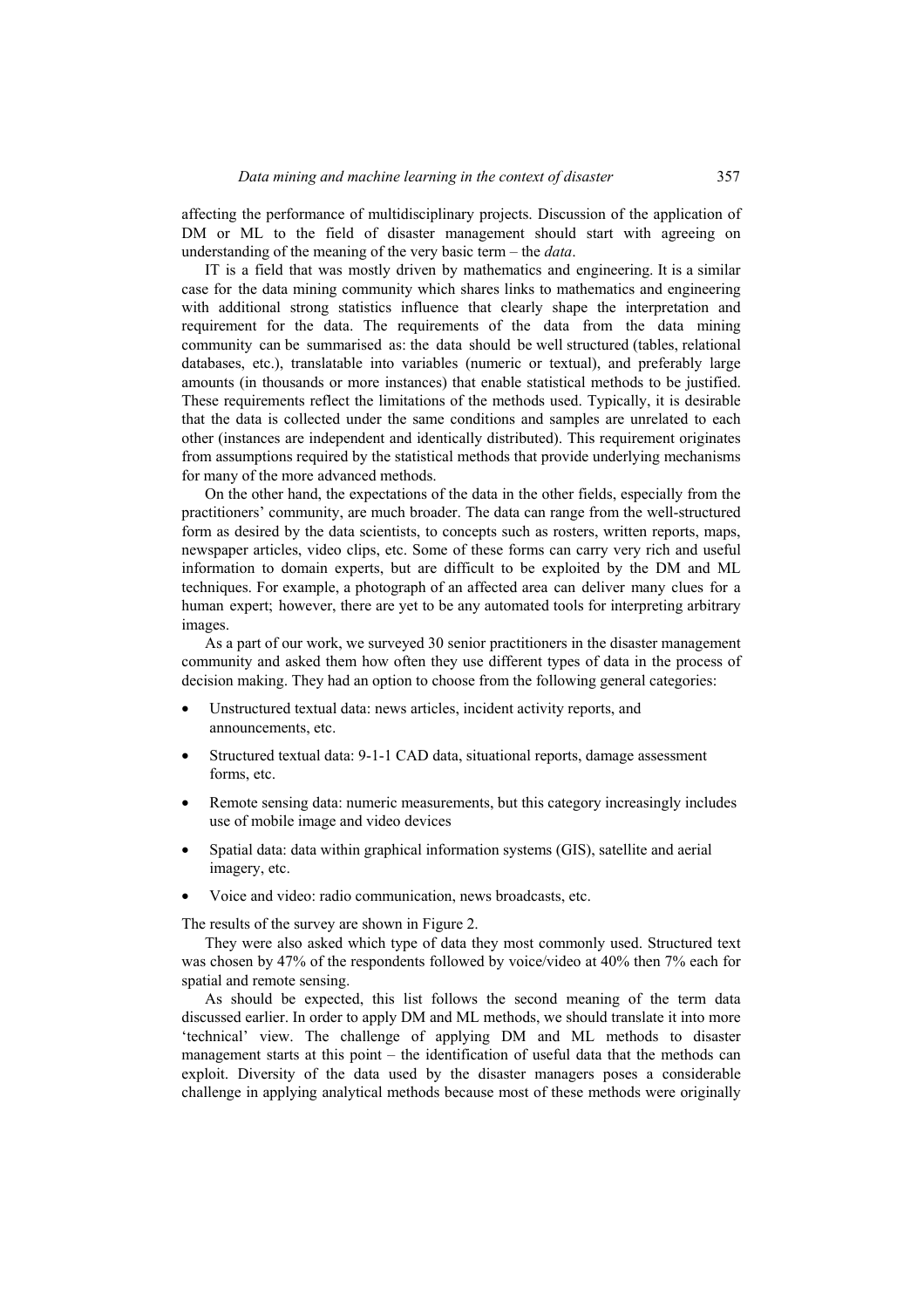affecting the performance of multidisciplinary projects. Discussion of the application of DM or ML to the field of disaster management should start with agreeing on understanding of the meaning of the very basic term – the *data*.

IT is a field that was mostly driven by mathematics and engineering. It is a similar case for the data mining community which shares links to mathematics and engineering with additional strong statistics influence that clearly shape the interpretation and requirement for the data. The requirements of the data from the data mining community can be summarised as: the data should be well structured (tables, relational databases, etc.), translatable into variables (numeric or textual), and preferably large amounts (in thousands or more instances) that enable statistical methods to be justified. These requirements reflect the limitations of the methods used. Typically, it is desirable that the data is collected under the same conditions and samples are unrelated to each other (instances are independent and identically distributed). This requirement originates from assumptions required by the statistical methods that provide underlying mechanisms for many of the more advanced methods.

On the other hand, the expectations of the data in the other fields, especially from the practitioners' community, are much broader. The data can range from the well-structured form as desired by the data scientists, to concepts such as rosters, written reports, maps, newspaper articles, video clips, etc. Some of these forms can carry very rich and useful information to domain experts, but are difficult to be exploited by the DM and ML techniques. For example, a photograph of an affected area can deliver many clues for a human expert; however, there are yet to be any automated tools for interpreting arbitrary images.

As a part of our work, we surveyed 30 senior practitioners in the disaster management community and asked them how often they use different types of data in the process of decision making. They had an option to choose from the following general categories:

- Unstructured textual data: news articles, incident activity reports, and announcements, etc.
- Structured textual data: 9-1-1 CAD data, situational reports, damage assessment forms, etc.
- Remote sensing data: numeric measurements, but this category increasingly includes use of mobile image and video devices
- Spatial data: data within graphical information systems (GIS), satellite and aerial imagery, etc.
- Voice and video: radio communication, news broadcasts, etc.

The results of the survey are shown in Figure 2.

They were also asked which type of data they most commonly used. Structured text was chosen by 47% of the respondents followed by voice/video at 40% then 7% each for spatial and remote sensing.

As should be expected, this list follows the second meaning of the term data discussed earlier. In order to apply DM and ML methods, we should translate it into more 'technical' view. The challenge of applying DM and ML methods to disaster management starts at this point – the identification of useful data that the methods can exploit. Diversity of the data used by the disaster managers poses a considerable challenge in applying analytical methods because most of these methods were originally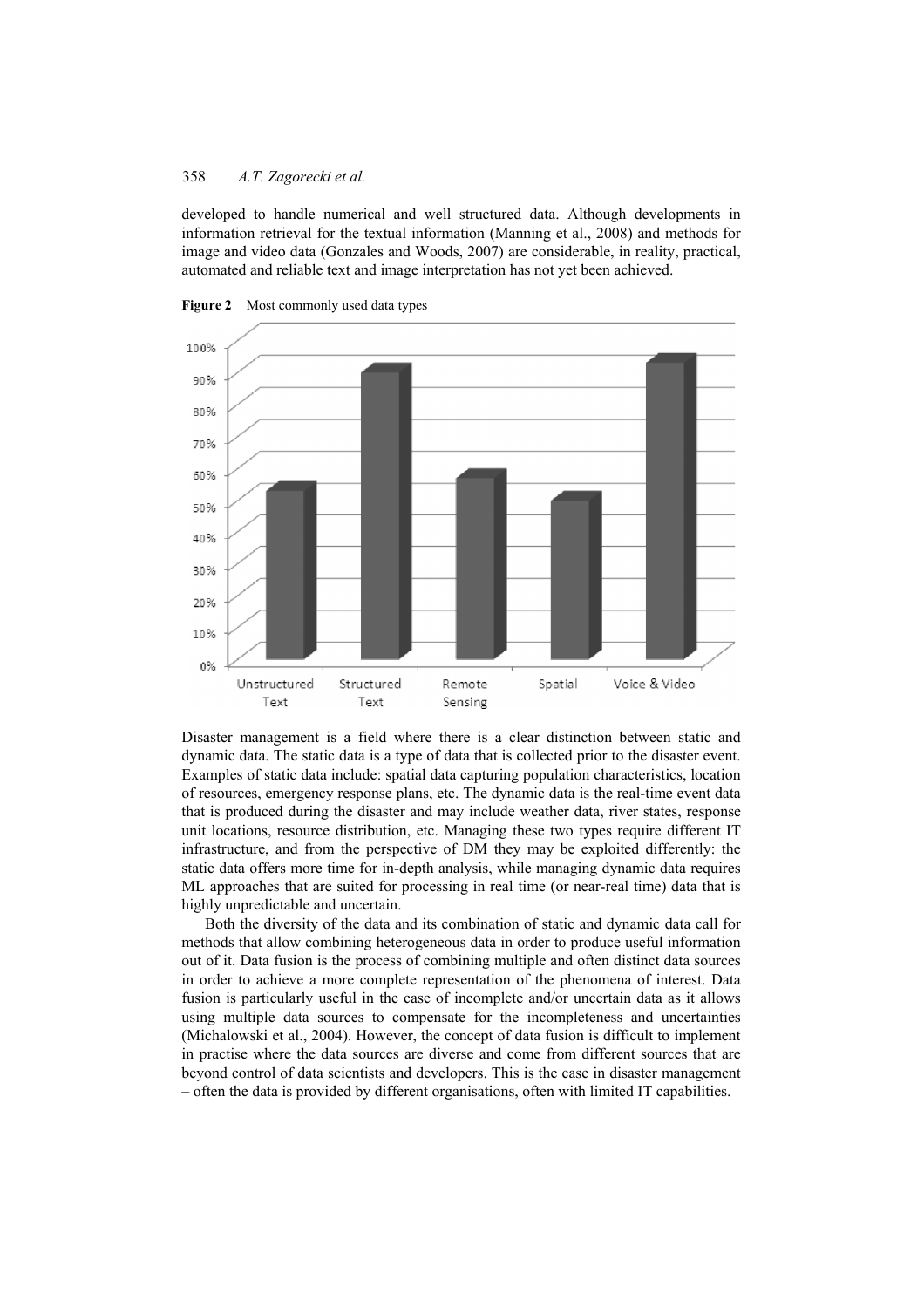developed to handle numerical and well structured data. Although developments in information retrieval for the textual information (Manning et al., 2008) and methods for image and video data (Gonzales and Woods, 2007) are considerable, in reality, practical, automated and reliable text and image interpretation has not yet been achieved.

**Figure 2** Most commonly used data types

Disaster management is a field where there is a clear distinction between static and dynamic data. The static data is a type of data that is collected prior to the disaster event. Examples of static data include: spatial data capturing population characteristics, location of resources, emergency response plans, etc. The dynamic data is the real-time event data that is produced during the disaster and may include weather data, river states, response unit locations, resource distribution, etc. Managing these two types require different IT infrastructure, and from the perspective of DM they may be exploited differently: the static data offers more time for in-depth analysis, while managing dynamic data requires ML approaches that are suited for processing in real time (or near-real time) data that is highly unpredictable and uncertain.

Both the diversity of the data and its combination of static and dynamic data call for methods that allow combining heterogeneous data in order to produce useful information out of it. Data fusion is the process of combining multiple and often distinct data sources in order to achieve a more complete representation of the phenomena of interest. Data fusion is particularly useful in the case of incomplete and/or uncertain data as it allows using multiple data sources to compensate for the incompleteness and uncertainties (Michalowski et al., 2004). However, the concept of data fusion is difficult to implement in practise where the data sources are diverse and come from different sources that are beyond control of data scientists and developers. This is the case in disaster management – often the data is provided by different organisations, often with limited IT capabilities.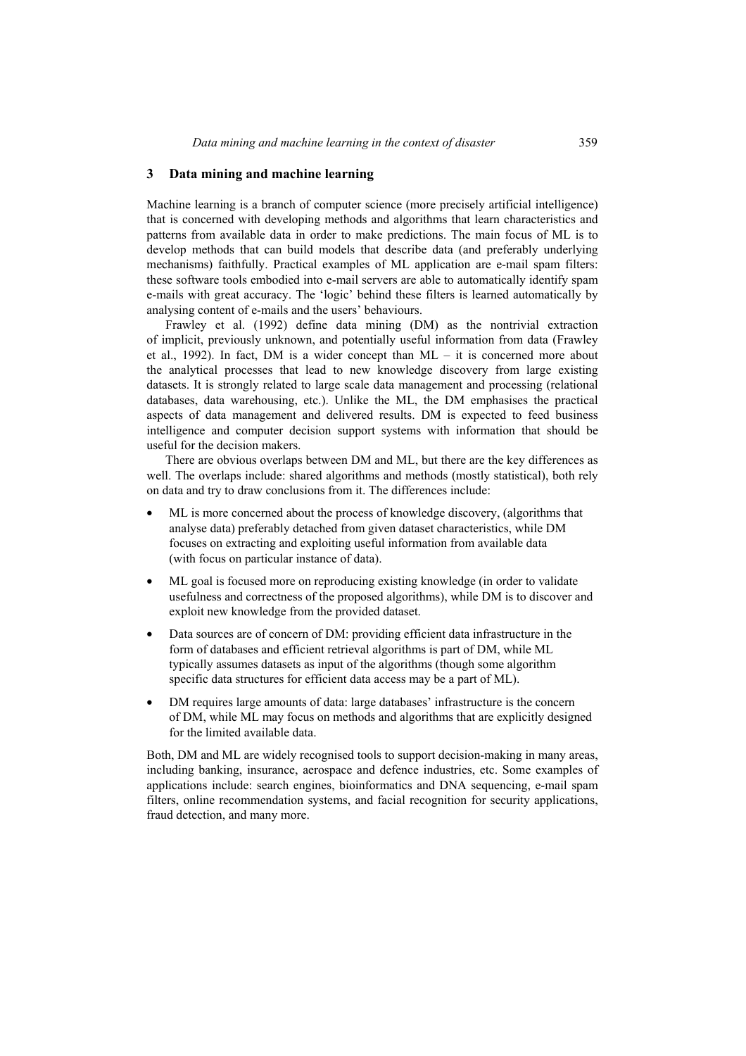## 3 Data mining and machine learning

Machine learning is a branch of computer science (more precisely artificial intelligence) that is concerned with developing methods and algorithms that learn characteristics and patterns from available data in order to make predictions. The main focus of ML is to develop methods that can build models that describe data (and preferably underlying mechanisms) faithfully. Practical examples of ML application are e-mail spam filters: these software tools embodied into e-mail servers are able to automatically identify spam e-mails with great accuracy. The 'logic' behind these filters is learned automatically by analysing content of e-mails and the users' behaviours.

Frawley et al. (1992) define data mining (DM) as the nontrivial extraction of implicit, previously unknown, and potentially useful information from data (Frawley et al., 1992). In fact, DM is a wider concept than ML – it is concerned more about the analytical processes that lead to new knowledge discovery from large existing datasets. It is strongly related to large scale data management and processing (relational databases, data warehousing, etc.). Unlike the ML, the DM emphasises the practical aspects of data management and delivered results. DM is expected to feed business intelligence and computer decision support systems with information that should be useful for the decision makers.

There are obvious overlaps between DM and ML, but there are the key differences as well. The overlaps include: shared algorithms and methods (mostly statistical), both rely on data and try to draw conclusions from it. The differences include:

- ML is more concerned about the process of knowledge discovery, (algorithms that analyse data) preferably detached from given dataset characteristics, while DM focuses on extracting and exploiting useful information from available data (with focus on particular instance of data).
- ML goal is focused more on reproducing existing knowledge (in order to validate usefulness and correctness of the proposed algorithms), while DM is to discover and exploit new knowledge from the provided dataset.
- Data sources are of concern of DM: providing efficient data infrastructure in the form of databases and efficient retrieval algorithms is part of DM, while ML typically assumes datasets as input of the algorithms (though some algorithm specific data structures for efficient data access may be a part of ML).
- DM requires large amounts of data: large databases' infrastructure is the concern of DM, while ML may focus on methods and algorithms that are explicitly designed for the limited available data.

Both, DM and ML are widely recognised tools to support decision-making in many areas, including banking, insurance, aerospace and defence industries, etc. Some examples of applications include: search engines, bioinformatics and DNA sequencing, e-mail spam filters, online recommendation systems, and facial recognition for security applications, fraud detection, and many more.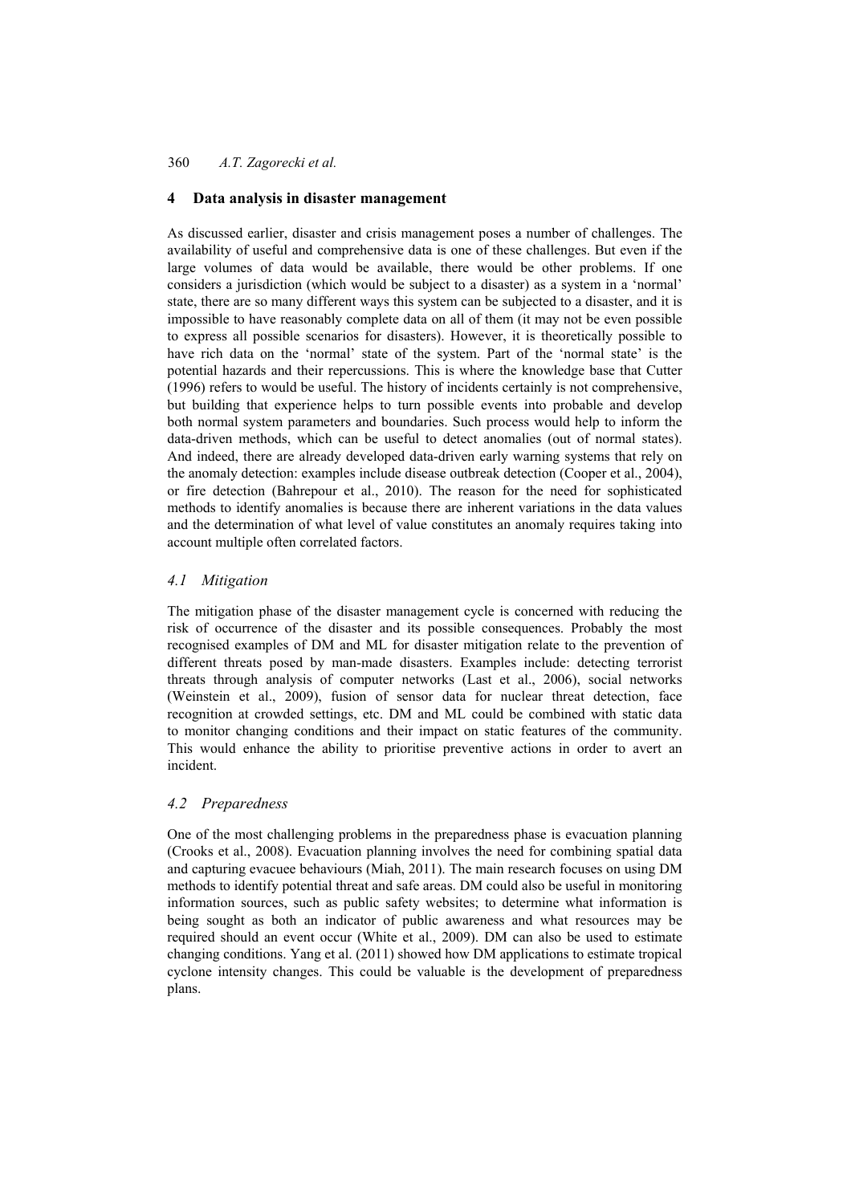## 4 Data analysis in disaster management

As discussed earlier, disaster and crisis management poses a number of challenges. The availability of useful and comprehensive data is one of these challenges. But even if the large volumes of data would be available, there would be other problems. If one considers a jurisdiction (which would be subject to a disaster) as a system in a 'normal' state, there are so many different ways this system can be subjected to a disaster, and it is impossible to have reasonably complete data on all of them (it may not be even possible to express all possible scenarios for disasters). However, it is theoretically possible to have rich data on the 'normal' state of the system. Part of the 'normal state' is the potential hazards and their repercussions. This is where the knowledge base that Cutter (1996) refers to would be useful. The history of incidents certainly is not comprehensive, but building that experience helps to turn possible events into probable and develop both normal system parameters and boundaries. Such process would help to inform the data-driven methods, which can be useful to detect anomalies (out of normal states). And indeed, there are already developed data-driven early warning systems that rely on the anomaly detection: examples include disease outbreak detection (Cooper et al., 2004), or fire detection (Bahrepour et al., 2010). The reason for the need for sophisticated methods to identify anomalies is because there are inherent variations in the data values and the determination of what level of value constitutes an anomaly requires taking into account multiple often correlated factors.

### *4.1 Mitigation*

The mitigation phase of the disaster management cycle is concerned with reducing the risk of occurrence of the disaster and its possible consequences. Probably the most recognised examples of DM and ML for disaster mitigation relate to the prevention of different threats posed by man-made disasters. Examples include: detecting terrorist threats through analysis of computer networks (Last et al., 2006), social networks (Weinstein et al., 2009), fusion of sensor data for nuclear threat detection, face recognition at crowded settings, etc. DM and ML could be combined with static data to monitor changing conditions and their impact on static features of the community. This would enhance the ability to prioritise preventive actions in order to avert an incident.

### *4.2 Preparedness*

One of the most challenging problems in the preparedness phase is evacuation planning (Crooks et al., 2008). Evacuation planning involves the need for combining spatial data and capturing evacuee behaviours (Miah, 2011). The main research focuses on using DM methods to identify potential threat and safe areas. DM could also be useful in monitoring information sources, such as public safety websites; to determine what information is being sought as both an indicator of public awareness and what resources may be required should an event occur (White et al., 2009). DM can also be used to estimate changing conditions. Yang et al. (2011) showed how DM applications to estimate tropical cyclone intensity changes. This could be valuable is the development of preparedness plans.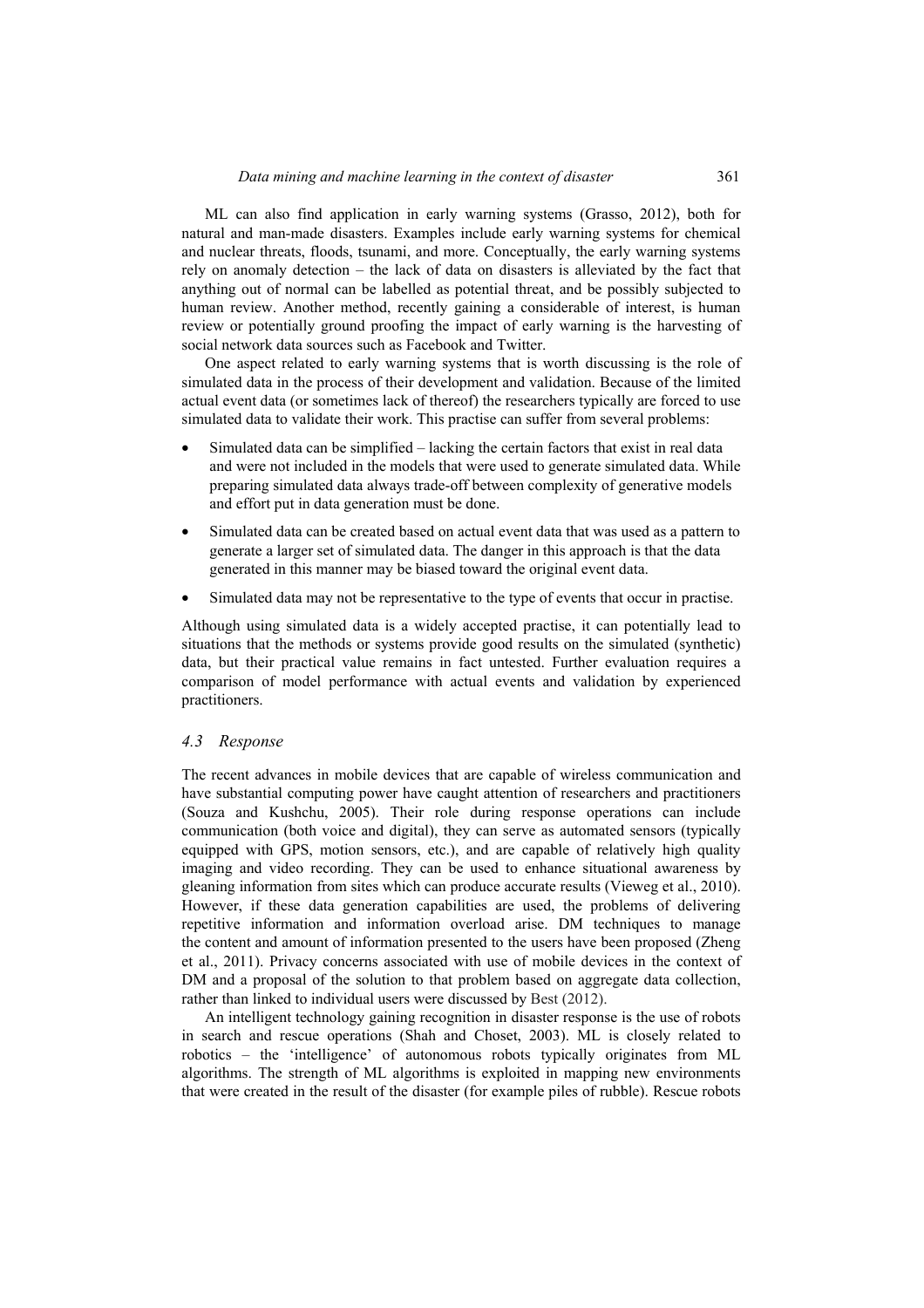ML can also find application in early warning systems (Grasso, 2012), both for natural and man-made disasters. Examples include early warning systems for chemical and nuclear threats, floods, tsunami, and more. Conceptually, the early warning systems rely on anomaly detection – the lack of data on disasters is alleviated by the fact that anything out of normal can be labelled as potential threat, and be possibly subjected to human review. Another method, recently gaining a considerable of interest, is human review or potentially ground proofing the impact of early warning is the harvesting of social network data sources such as Facebook and Twitter.

One aspect related to early warning systems that is worth discussing is the role of simulated data in the process of their development and validation. Because of the limited actual event data (or sometimes lack of thereof) the researchers typically are forced to use simulated data to validate their work. This practise can suffer from several problems:

- Simulated data can be simplified – lacking the certain factors that exist in real data and were not included in the models that were used to generate simulated data. While preparing simulated data always trade-off between complexity of generative models and effort put in data generation must be done.
- Simulated data can be created based on actual event data that was used as a pattern to generate a larger set of simulated data. The danger in this approach is that the data generated in this manner may be biased toward the original event data.
- Simulated data may not be representative to the type of events that occur in practise.

Although using simulated data is a widely accepted practise, it can potentially lead to situations that the methods or systems provide good results on the simulated (synthetic) data, but their practical value remains in fact untested. Further evaluation requires a comparison of model performance with actual events and validation by experienced practitioners.

### *4.3 Response*

The recent advances in mobile devices that are capable of wireless communication and have substantial computing power have caught attention of researchers and practitioners (Souza and Kushchu, 2005). Their role during response operations can include communication (both voice and digital), they can serve as automated sensors (typically equipped with GPS, motion sensors, etc.), and are capable of relatively high quality imaging and video recording. They can be used to enhance situational awareness by gleaning information from sites which can produce accurate results (Vieweg et al., 2010). However, if these data generation capabilities are used, the problems of delivering repetitive information and information overload arise. DM techniques to manage the content and amount of information presented to the users have been proposed (Zheng et al., 2011). Privacy concerns associated with use of mobile devices in the context of DM and a proposal of the solution to that problem based on aggregate data collection, rather than linked to individual users were discussed by Best (2012).

An intelligent technology gaining recognition in disaster response is the use of robots in search and rescue operations (Shah and Choset, 2003). ML is closely related to robotics – the 'intelligence' of autonomous robots typically originates from ML algorithms. The strength of ML algorithms is exploited in mapping new environments that were created in the result of the disaster (for example piles of rubble). Rescue robots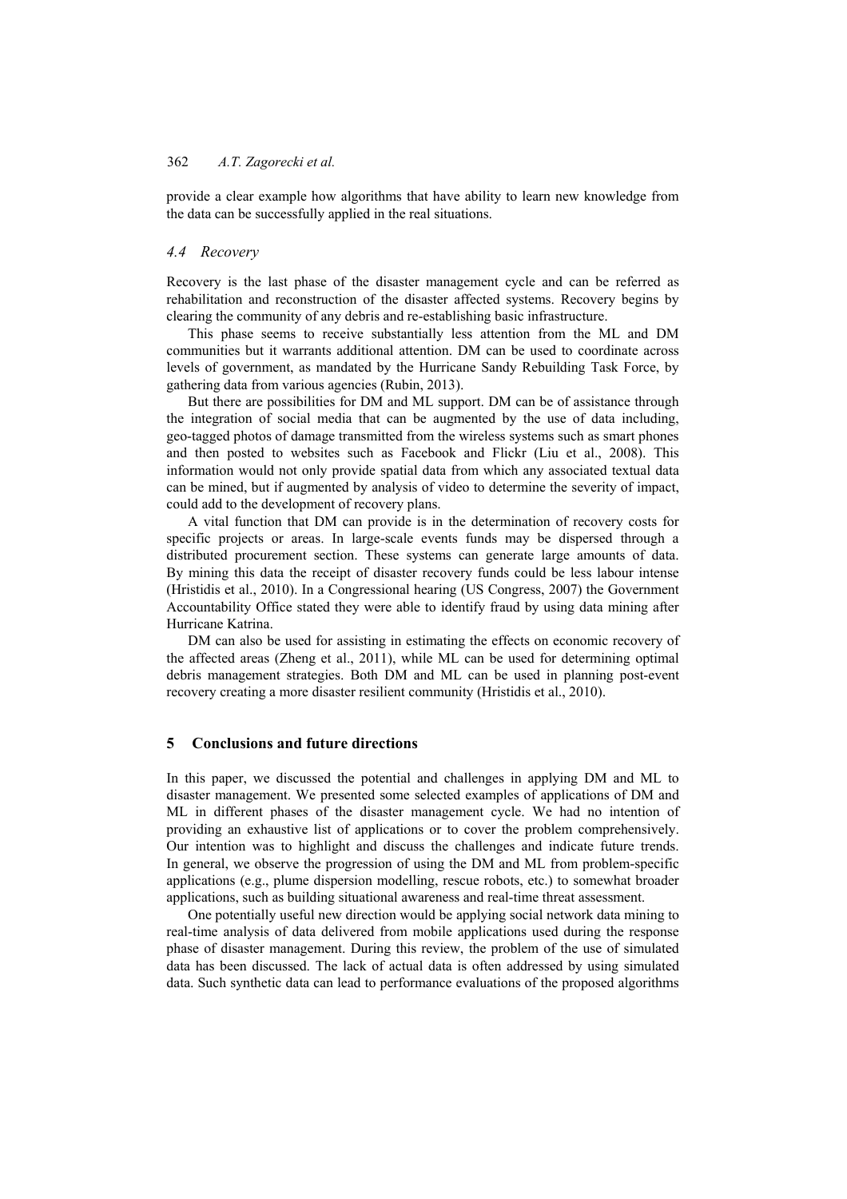provide a clear example how algorithms that have ability to learn new knowledge from the data can be successfully applied in the real situations.

### *4.4 Recovery*

Recovery is the last phase of the disaster management cycle and can be referred as rehabilitation and reconstruction of the disaster affected systems. Recovery begins by clearing the community of any debris and re-establishing basic infrastructure.

This phase seems to receive substantially less attention from the ML and DM communities but it warrants additional attention. DM can be used to coordinate across levels of government, as mandated by the Hurricane Sandy Rebuilding Task Force, by gathering data from various agencies (Rubin, 2013).

But there are possibilities for DM and ML support. DM can be of assistance through the integration of social media that can be augmented by the use of data including, geo-tagged photos of damage transmitted from the wireless systems such as smart phones and then posted to websites such as Facebook and Flickr (Liu et al., 2008). This information would not only provide spatial data from which any associated textual data can be mined, but if augmented by analysis of video to determine the severity of impact, could add to the development of recovery plans.

A vital function that DM can provide is in the determination of recovery costs for specific projects or areas. In large-scale events funds may be dispersed through a distributed procurement section. These systems can generate large amounts of data. By mining this data the receipt of disaster recovery funds could be less labour intense (Hristidis et al., 2010). In a Congressional hearing (US Congress, 2007) the Government Accountability Office stated they were able to identify fraud by using data mining after Hurricane Katrina.

DM can also be used for assisting in estimating the effects on economic recovery of the affected areas (Zheng et al., 2011), while ML can be used for determining optimal debris management strategies. Both DM and ML can be used in planning post-event recovery creating a more disaster resilient community (Hristidis et al., 2010).

## 5 Conclusions and future directions

In this paper, we discussed the potential and challenges in applying DM and ML to disaster management. We presented some selected examples of applications of DM and ML in different phases of the disaster management cycle. We had no intention of providing an exhaustive list of applications or to cover the problem comprehensively. Our intention was to highlight and discuss the challenges and indicate future trends. In general, we observe the progression of using the DM and ML from problem-specific applications (e.g., plume dispersion modelling, rescue robots, etc.) to somewhat broader applications, such as building situational awareness and real-time threat assessment.

One potentially useful new direction would be applying social network data mining to real-time analysis of data delivered from mobile applications used during the response phase of disaster management. During this review, the problem of the use of simulated data has been discussed. The lack of actual data is often addressed by using simulated data. Such synthetic data can lead to performance evaluations of the proposed algorithms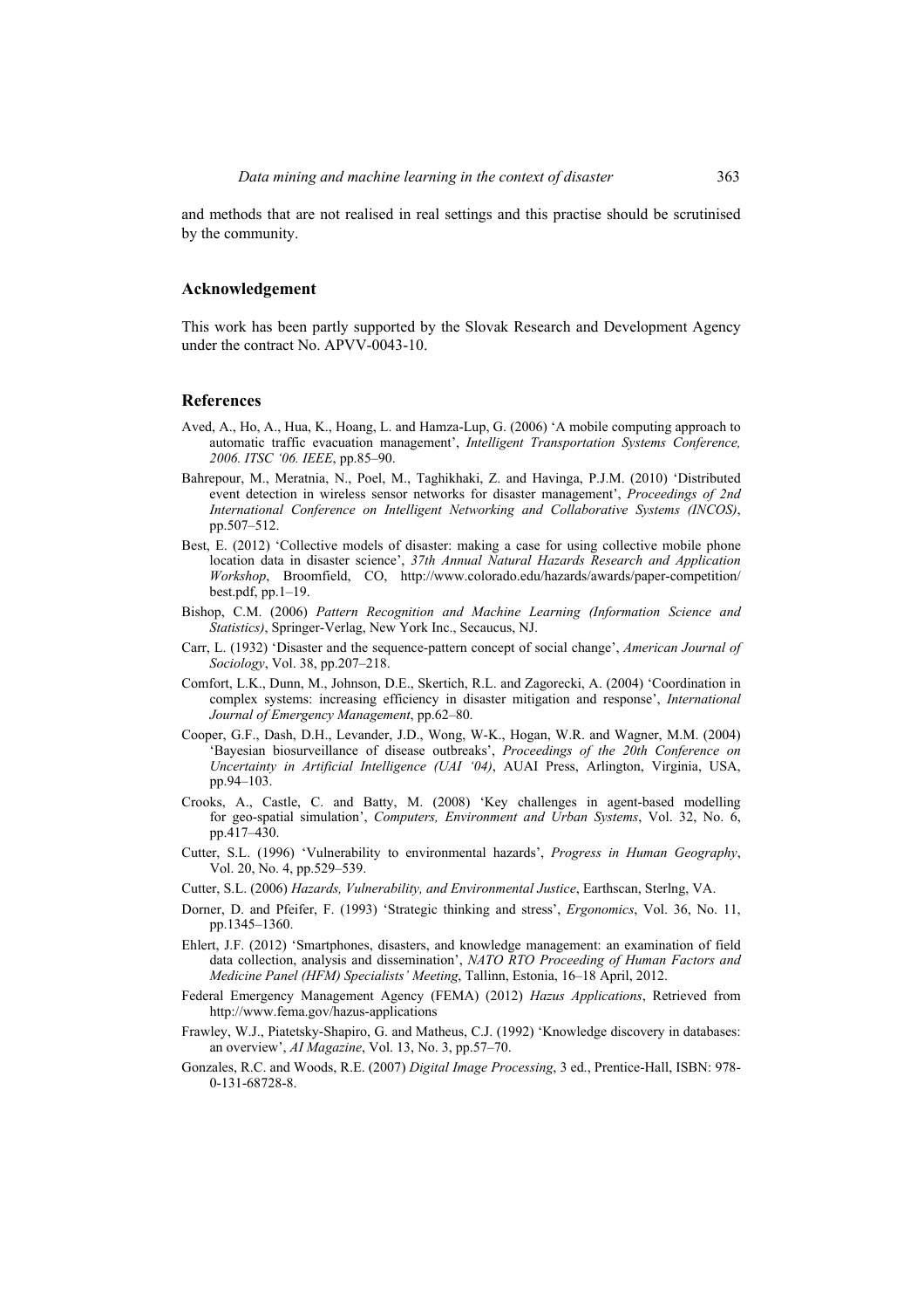and methods that are not realised in real settings and this practise should be scrutinised by the community.

## Acknowledgement

This work has been partly supported by the Slovak Research and Development Agency under the contract No. APVV-0043-10.

## References

Aved, A., Ho, A., Hua, K., Hoang, L. and Hamza-Lup, G. (2006) 'A mobile computing approach to automatic traffic evacuation management', *Intelligent Transportation Systems Conference, 2006. ITSC '06. IEEE*, pp.85–90.

Bahrepour, M., Meratnia, N., Poel, M., Taghikhaki, Z. and Havinga, P.J.M. (2010) 'Distributed event detection in wireless sensor networks for disaster management', *Proceedings of 2nd International Conference on Intelligent Networking and Collaborative Systems (INCOS)*, pp.507–512.

Best, E. (2012) 'Collective models of disaster: making a case for using collective mobile phone location data in disaster science', *37th Annual Natural Hazards Research and Application Workshop*, Broomfield, CO, http://www.colorado.edu/hazards/awards/paper-competition/best.pdf, pp.1–19.

Bishop, C.M. (2006) *Pattern Recognition and Machine Learning (Information Science and Statistics)*, Springer-Verlag, New York Inc., Secaucus, NJ.

Carr, L. (1932) 'Disaster and the sequence-pattern concept of social change', *American Journal of Sociology*, Vol. 38, pp.207–218.

Comfort, L.K., Dunn, M., Johnson, D.E., Skertich, R.L. and Zagorecki, A. (2004) 'Coordination in complex systems: increasing efficiency in disaster mitigation and response', *International Journal of Emergency Management*, pp.62–80.

Cooper, G.F., Dash, D.H., Levander, J.D., Wong, W-K., Hogan, W.R. and Wagner, M.M. (2004) 'Bayesian biosurveillance of disease outbreaks', *Proceedings of the 20th Conference on Uncertainty in Artificial Intelligence (UAI '04)*, AUAI Press, Arlington, Virginia, USA, pp.94–103.

Crooks, A., Castle, C. and Batty, M. (2008) 'Key challenges in agent-based modelling for geo-spatial simulation', *Computers, Environment and Urban Systems*, Vol. 32, No. 6, pp.417–430.

Cutter, S.L. (1996) 'Vulnerability to environmental hazards', *Progress in Human Geography*, Vol. 20, No. 4, pp.529–539.

Cutter, S.L. (2006) *Hazards, Vulnerability, and Environmental Justice*, Earthscan, Sterlng, VA.

Dorner, D. and Pfeifer, F. (1993) 'Strategic thinking and stress', *Ergonomics*, Vol. 36, No. 11, pp.1345–1360.

Ehlert, J.F. (2012) 'Smartphones, disasters, and knowledge management: an examination of field data collection, analysis and dissemination', *NATO RTO Proceeding of Human Factors and Medicine Panel (HFM) Specialists' Meeting*, Tallinn, Estonia, 16–18 April, 2012.

Federal Emergency Management Agency (FEMA) (2012) *Hazus Applications*, Retrieved from http://www.fema.gov/hazus-applications

Frawley, W.J., Piatetsky-Shapiro, G. and Matheus, C.J. (1992) 'Knowledge discovery in databases: an overview', *AI Magazine*, Vol. 13, No. 3, pp.57–70.

Gonzales, R.C. and Woods, R.E. (2007) *Digital Image Processing*, 3 ed., Prentice-Hall, ISBN: 978-0-131-68728-8.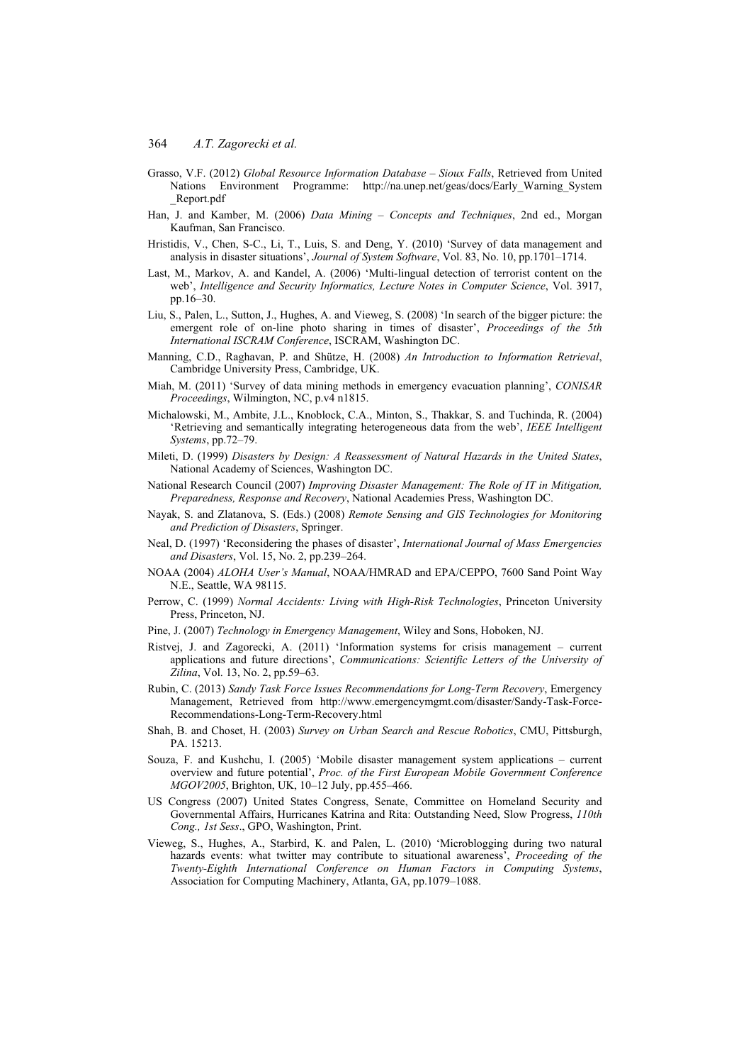Grasso, V.F. (2012) *Global Resource Information Database – Sioux Falls*, Retrieved from United Nations Environment Programme: http://na.unep.net/geas/docs/Early_Warning_System_Report.pdf

Han, J. and Kamber, M. (2006) *Data Mining – Concepts and Techniques*, 2nd ed., Morgan Kaufman, San Francisco.

Hristidis, V., Chen, S-C., Li, T., Luis, S. and Deng, Y. (2010) 'Survey of data management and analysis in disaster situations', *Journal of System Software*, Vol. 83, No. 10, pp.1701–1714.

Last, M., Markov, A. and Kandel, A. (2006) 'Multi-lingual detection of terrorist content on the web', *Intelligence and Security Informatics, Lecture Notes in Computer Science*, Vol. 3917, pp.16–30.

Liu, S., Palen, L., Sutton, J., Hughes, A. and Vieweg, S. (2008) 'In search of the bigger picture: the emergent role of on-line photo sharing in times of disaster', *Proceedings of the 5th International ISCRAM Conference*, ISCRAM, Washington DC.

Manning, C.D., Raghavan, P. and Shütze, H. (2008) *An Introduction to Information Retrieval*, Cambridge University Press, Cambridge, UK.

Miah, M. (2011) 'Survey of data mining methods in emergency evacuation planning', *CONISAR Proceedings*, Wilmington, NC, p.v4 n1815.

Michalowski, M., Ambite, J.L., Knoblock, C.A., Minton, S., Thakkar, S. and Tuchinda, R. (2004) 'Retrieving and semantically integrating heterogeneous data from the web', *IEEE Intelligent Systems*, pp.72–79.

Mileti, D. (1999) *Disasters by Design: A Reassessment of Natural Hazards in the United States*, National Academy of Sciences, Washington DC.

National Research Council (2007) *Improving Disaster Management: The Role of IT in Mitigation, Preparedness, Response and Recovery*, National Academies Press, Washington DC.

Nayak, S. and Zlatanova, S. (Eds.) (2008) *Remote Sensing and GIS Technologies for Monitoring and Prediction of Disasters*, Springer.

Neal, D. (1997) 'Reconsidering the phases of disaster', *International Journal of Mass Emergencies and Disasters*, Vol. 15, No. 2, pp.239–264.

NOAA (2004) *ALOHA User's Manual*, NOAA/HMRAD and EPA/CEPPO, 7600 Sand Point Way N.E., Seattle, WA 98115.

Perrow, C. (1999) *Normal Accidents: Living with High-Risk Technologies*, Princeton University Press, Princeton, NJ.

Pine, J. (2007) *Technology in Emergency Management*, Wiley and Sons, Hoboken, NJ.

Ristvej, J. and Zagorecki, A. (2011) 'Information systems for crisis management – current applications and future directions', *Communications: Scientific Letters of the University of Zilina*, Vol. 13, No. 2, pp.59–63.

Rubin, C. (2013) *Sandy Task Force Issues Recommendations for Long-Term Recovery*, Emergency Management, Retrieved from http://www.emergencymgmt.com/disaster/Sandy-Task-Force-Recommendations-Long-Term-Recovery.html

Shah, B. and Choset, H. (2003) *Survey on Urban Search and Rescue Robotics*, CMU, Pittsburgh, PA. 15213.

Souza, F. and Kushchu, I. (2005) 'Mobile disaster management system applications – current overview and future potential', *Proc. of the First European Mobile Government Conference MGOV2005*, Brighton, UK, 10–12 July, pp.455–466.

US Congress (2007) United States Congress, Senate, Committee on Homeland Security and Governmental Affairs, Hurricanes Katrina and Rita: Outstanding Need, Slow Progress, *110th Cong., 1st Sess*., GPO, Washington, Print.

Vieweg, S., Hughes, A., Starbird, K. and Palen, L. (2010) 'Microblogging during two natural hazards events: what twitter may contribute to situational awareness', *Proceeding of the Twenty-Eighth International Conference on Human Factors in Computing Systems*, Association for Computing Machinery, Atlanta, GA, pp.1079–1088.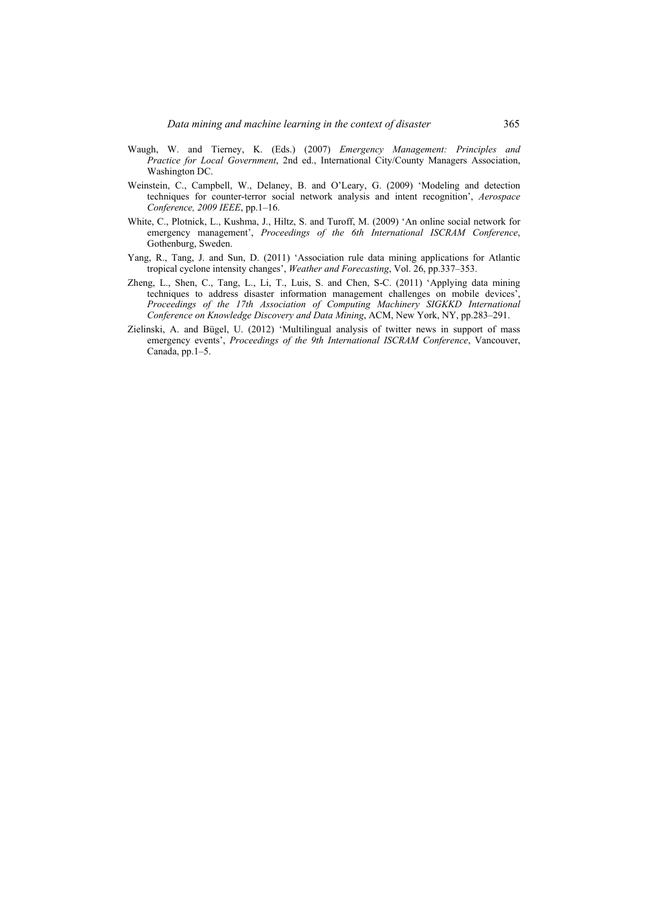Waugh, W. and Tierney, K. (Eds.) (2007) *Emergency Management: Principles and Practice for Local Government*, 2nd ed., International City/County Managers Association, Washington DC.

Weinstein, C., Campbell, W., Delaney, B. and O'Leary, G. (2009) 'Modeling and detection techniques for counter-terror social network analysis and intent recognition', *Aerospace Conference, 2009 IEEE*, pp.1–16.

White, C., Plotnick, L., Kushma, J., Hiltz, S. and Turoff, M. (2009) 'An online social network for emergency management', *Proceedings of the 6th International ISCRAM Conference*, Gothenburg, Sweden.

Yang, R., Tang, J. and Sun, D. (2011) 'Association rule data mining applications for Atlantic tropical cyclone intensity changes', *Weather and Forecasting*, Vol. 26, pp.337–353.

Zheng, L., Shen, C., Tang, L., Li, T., Luis, S. and Chen, S-C. (2011) 'Applying data mining techniques to address disaster information management challenges on mobile devices', *Proceedings of the 17th Association of Computing Machinery SIGKKD International Conference on Knowledge Discovery and Data Mining*, ACM, New York, NY, pp.283–291.

Zielinski, A. and Bügel, U. (2012) 'Multilingual analysis of twitter news in support of mass emergency events', *Proceedings of the 9th International ISCRAM Conference*, Vancouver, Canada, pp.1–5.